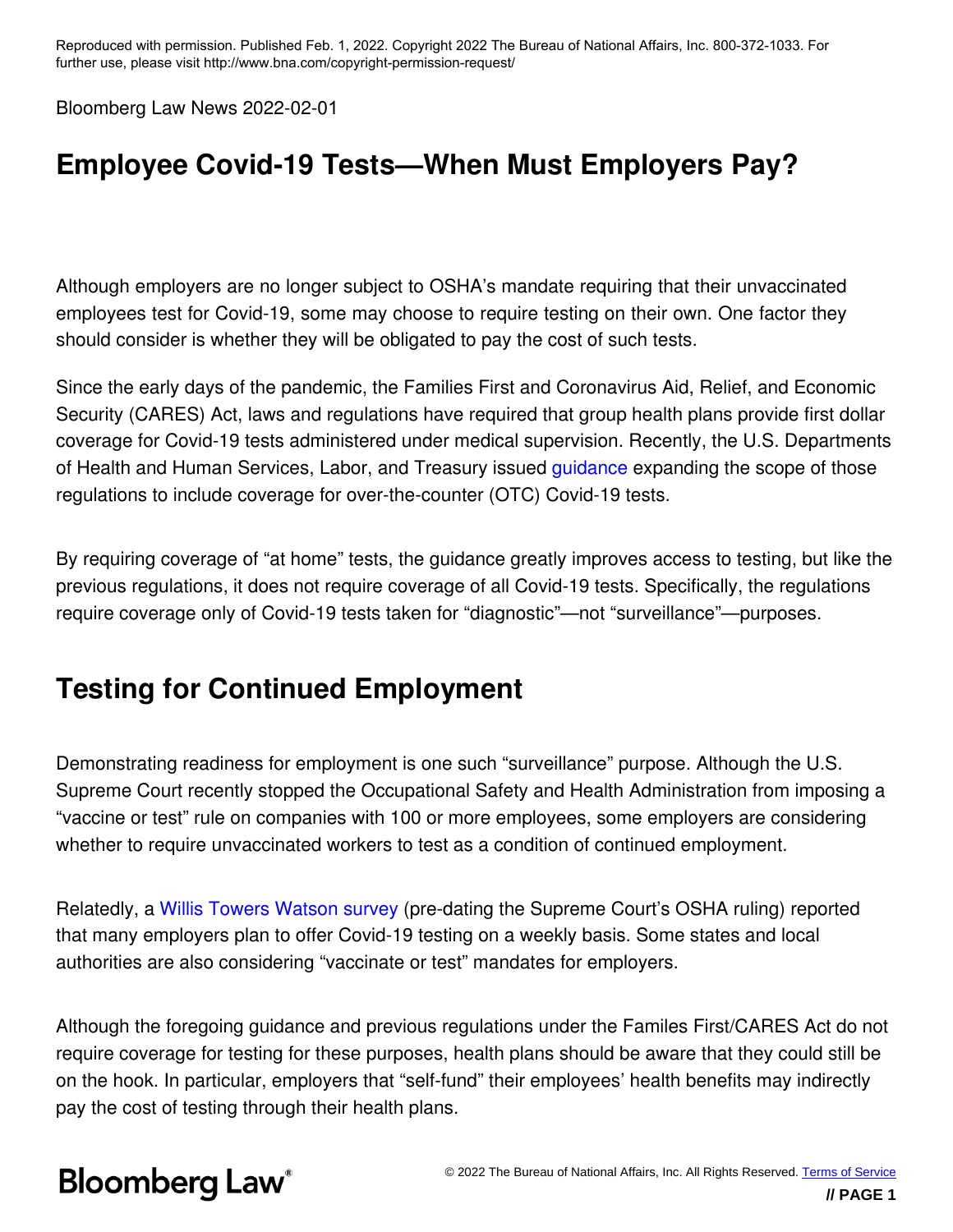Reproduced with permission. Published Feb. 1, 2022. Copyright 2022 The Bureau of National Affairs, Inc. 800-372-1033. For further use, please visit http://www.bna.com/copyright-permission-request/

Bloomberg Law News 2022-02-01

# Employee Covid-19 Tests—When Must Employers Pay?

Although employers are no longer subject to OSHA's mandate requiring that their unvaccinated employees test for Covid-19, some may choose to require testing on their own. One factor they should consider is whether they will be obligated to pay the cost of such tests.

Since the early days of the pandemic, the Families First and Coronavirus Aid, Relief, and Economic Security (CARES) Act, laws and regulations have required that group health plans provide first dollar coverage for Covid-19 tests administered under medical supervision. Recently, the U.S. Departments of Health and Human Services, Labor, and Treasury issued guidance expanding the scope of those regulations to include coverage for over-the-counter (OTC) Covid-19 tests.

By requiring coverage of "at home" tests, the guidance greatly improves access to testing, but like the previous regulations, it does not require coverage of all Covid-19 tests. Specifically, the regulations require coverage only of Covid-19 tests taken for "diagnostic"—not "surveillance"—purposes.

## Testing for Continued Employment

Demonstrating readiness for employment is one such "surveillance" purpose. Although the U.S. Supreme Court recently stopped the Occupational Safety and Health Administration from imposing a "vaccine or test" rule on companies with 100 or more employees, some employers are considering whether to require unvaccinated workers to test as a condition of continued employment.

Relatedly, a Willis Towers Watson survey (pre-dating the Supreme Court's OSHA ruling) reported that many employers plan to offer Covid-19 testing on a weekly basis. Some states and local authorities are also considering "vaccinate or test" mandates for employers.

Although the foregoing guidance and previous regulations under the Familes First/CARES Act do not require coverage for testing for these purposes, health plans should be aware that they could still be on the hook. In particular, employers that "self-fund" their employees' health benefits may indirectly pay the cost of testing through their health plans.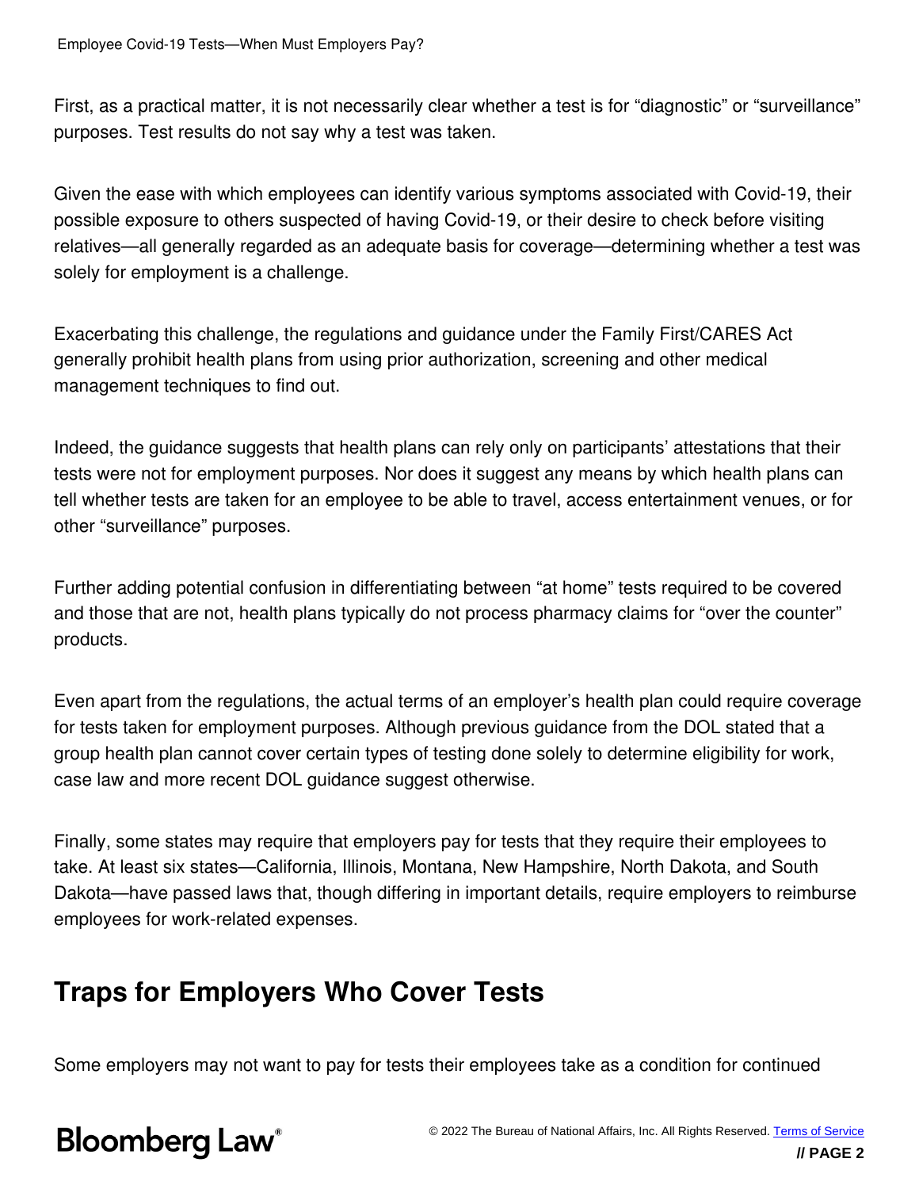First, as a practical matter, it is not necessarily clear whether a test is for "diagnostic" or "surveillance" purposes. Test results do not say why a test was taken.

Given the ease with which employees can identify various symptoms associated with Covid-19, their possible exposure to others suspected of having Covid-19, or their desire to check before visiting relatives—all generally regarded as an adequate basis for coverage—determining whether a test was solely for employment is a challenge.

Exacerbating this challenge, the regulations and guidance under the Family First/CARES Act generally prohibit health plans from using prior authorization, screening and other medical management techniques to find out.

Indeed, the guidance suggests that health plans can rely only on participants' attestations that their tests were not for employment purposes. Nor does it suggest any means by which health plans can tell whether tests are taken for an employee to be able to travel, access entertainment venues, or for other "surveillance" purposes.

Further adding potential confusion in differentiating between "at home" tests required to be covered and those that are not, health plans typically do not process pharmacy claims for "over the counter" products.

Even apart from the regulations, the actual terms of an employer's health plan could require coverage for tests taken for employment purposes. Although previous guidance from the DOL stated that a group health plan cannot cover certain types of testing done solely to determine eligibility for work, case law and more recent DOL guidance suggest otherwise.

Finally, some states may require that employers pay for tests that they require their employees to take. At least six states—California, Illinois, Montana, New Hampshire, North Dakota, and South Dakota—have passed laws that, though differing in important details, require employers to reimburse employees for work-related expenses.

## Traps for Employers Who Cover Tests

Some employers may not want to pay for tests their employees take as a condition for continued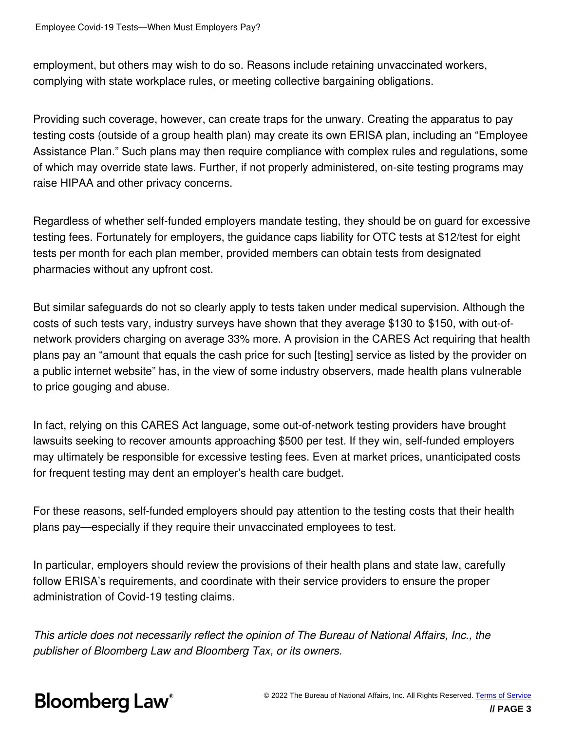employment, but others may wish to do so. Reasons include retaining unvaccinated workers, complying with state workplace rules, or meeting collective bargaining obligations.

Providing such coverage, however, can create traps for the unwary. Creating the apparatus to pay testing costs (outside of a group health plan) may create its own ERISA plan, including an "Employee Assistance Plan." Such plans may then require compliance with complex rules and regulations, some of which may override state laws. Further, if not properly administered, on-site testing programs may raise HIPAA and other privacy concerns.

Regardless of whether self-funded employers mandate testing, they should be on guard for excessive testing fees. Fortunately for employers, the guidance caps liability for OTC tests at $12/test for eight tests per month for each plan member, provided members can obtain tests from designated pharmacies without any upfront cost.

But similar safeguards do not so clearly apply to tests taken under medical supervision. Although the costs of such tests vary, industry surveys have shown that they average $130 to $150, with out-of-network providers charging on average 33% more. A provision in the CARES Act requiring that health plans pay an "amount that equals the cash price for such [testing] service as listed by the provider on a public internet website" has, in the view of some industry observers, made health plans vulnerable to price gouging and abuse.

In fact, relying on this CARES Act language, some out-of-network testing providers have brought lawsuits seeking to recover amounts approaching $500 per test. If they win, self-funded employers may ultimately be responsible for excessive testing fees. Even at market prices, unanticipated costs for frequent testing may dent an employer's health care budget.

For these reasons, self-funded employers should pay attention to the testing costs that their health plans pay—especially if they require their unvaccinated employees to test.

In particular, employers should review the provisions of their health plans and state law, carefully follow ERISA's requirements, and coordinate with their service providers to ensure the proper administration of Covid-19 testing claims.

*This article does not necessarily reflect the opinion of The Bureau of National Affairs, Inc., the publisher of Bloomberg Law and Bloomberg Tax, or its owners.*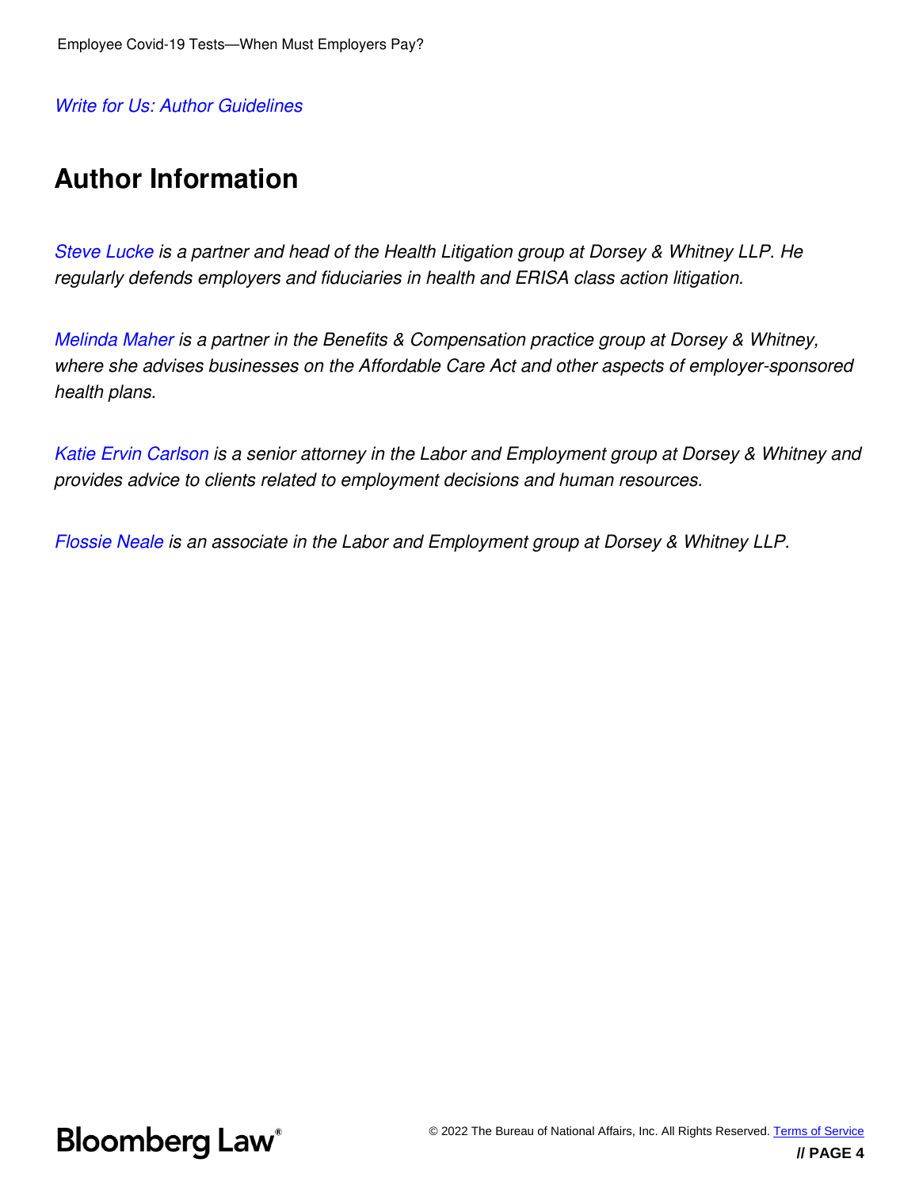*Write for Us: Author Guidelines*

## Author Information

*Steve Lucke is a partner and head of the Health Litigation group at Dorsey & Whitney LLP. He regularly defends employers and fiduciaries in health and ERISA class action litigation.*

*Melinda Maher is a partner in the Benefits & Compensation practice group at Dorsey & Whitney, where she advises businesses on the Affordable Care Act and other aspects of employer-sponsored health plans.*

*Katie Ervin Carlson is a senior attorney in the Labor and Employment group at Dorsey & Whitney and provides advice to clients related to employment decisions and human resources.*

*Flossie Neale is an associate in the Labor and Employment group at Dorsey & Whitney LLP.*